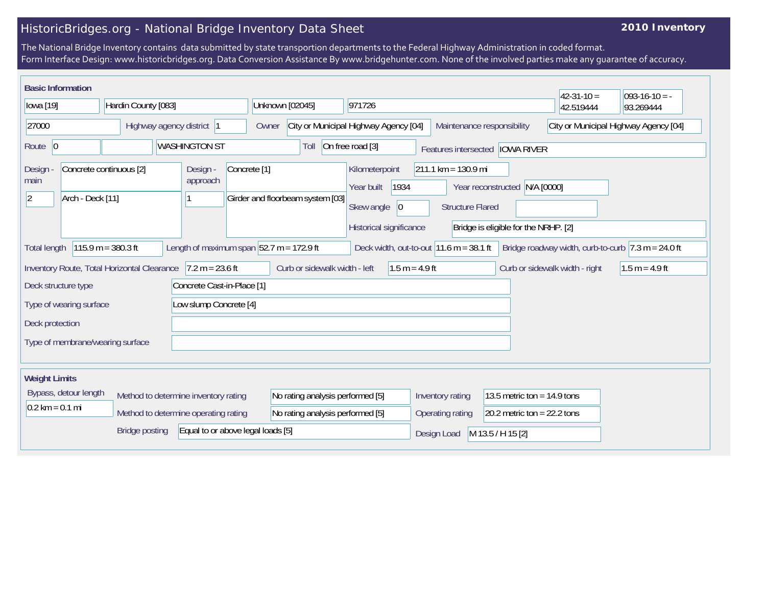# HistoricBridges.org - National Bridge Inventory Data Sheet

**2010 Inventory**

The National Bridge Inventory contains data submitted by state transportion departments to the Federal Highway Administration in coded format.
Form Interface Design: www.historicbridges.org. Data Conversion Assistance By www.bridgehunter.com. None of the involved parties make any guarantee of accuracy.

## Basic Information

| | |
|---|---|
| State | Iowa [19] |
| County | Hardin County [083] |
| Place | Unknown [02045] |
| Structure number | 971726 |
| Latitude | 42-31-10 = 42.519444 |
| Longitude | 093-16-10 = -93.269444 |
| | 27000 |
| Highway agency district | 1 |
| Owner | City or Municipal Highway Agency [04] |
| Maintenance responsibility | City or Municipal Highway Agency [04] |
| Route | 0 |
| | WASHINGTON ST |
| Toll | On free road [3] |
| Features intersected | IOWA RIVER |
| Design - main | Concrete continuous [2] |
| | 2 — Arch - Deck [11] |
| Design - approach | Concrete [1] |
| | 1 — Girder and floorbeam system [03] |
| Kilometerpoint | 211.1 km = 130.9 mi |
| Year built | 1934 |
| Year reconstructed | N/A [0000] |
| Skew angle | 0 |
| Structure Flared | |
| Historical significance | Bridge is eligible for the NRHP. [2] |
| Total length | 115.9 m = 380.3 ft |
| Length of maximum span | 52.7 m = 172.9 ft |
| Deck width, out-to-out | 11.6 m = 38.1 ft |
| Bridge roadway width, curb-to-curb | 7.3 m = 24.0 ft |
| Inventory Route, Total Horizontal Clearance | 7.2 m = 23.6 ft |
| Curb or sidewalk width - left | 1.5 m = 4.9 ft |
| Curb or sidewalk width - right | 1.5 m = 4.9 ft |
| Deck structure type | Concrete Cast-in-Place [1] |
| Type of wearing surface | Low slump Concrete [4] |
| Deck protection | |
| Type of membrane/wearing surface | |

## Weight Limits

| | |
|---|---|
| Bypass, detour length | 0.2 km = 0.1 mi |
| Method to determine inventory rating | No rating analysis performed [5] |
| Method to determine operating rating | No rating analysis performed [5] |
| Bridge posting | Equal to or above legal loads [5] |
| Inventory rating | 13.5 metric ton = 14.9 tons |
| Operating rating | 20.2 metric ton = 22.2 tons |
| Design Load | M 13.5 / H 15 [2] |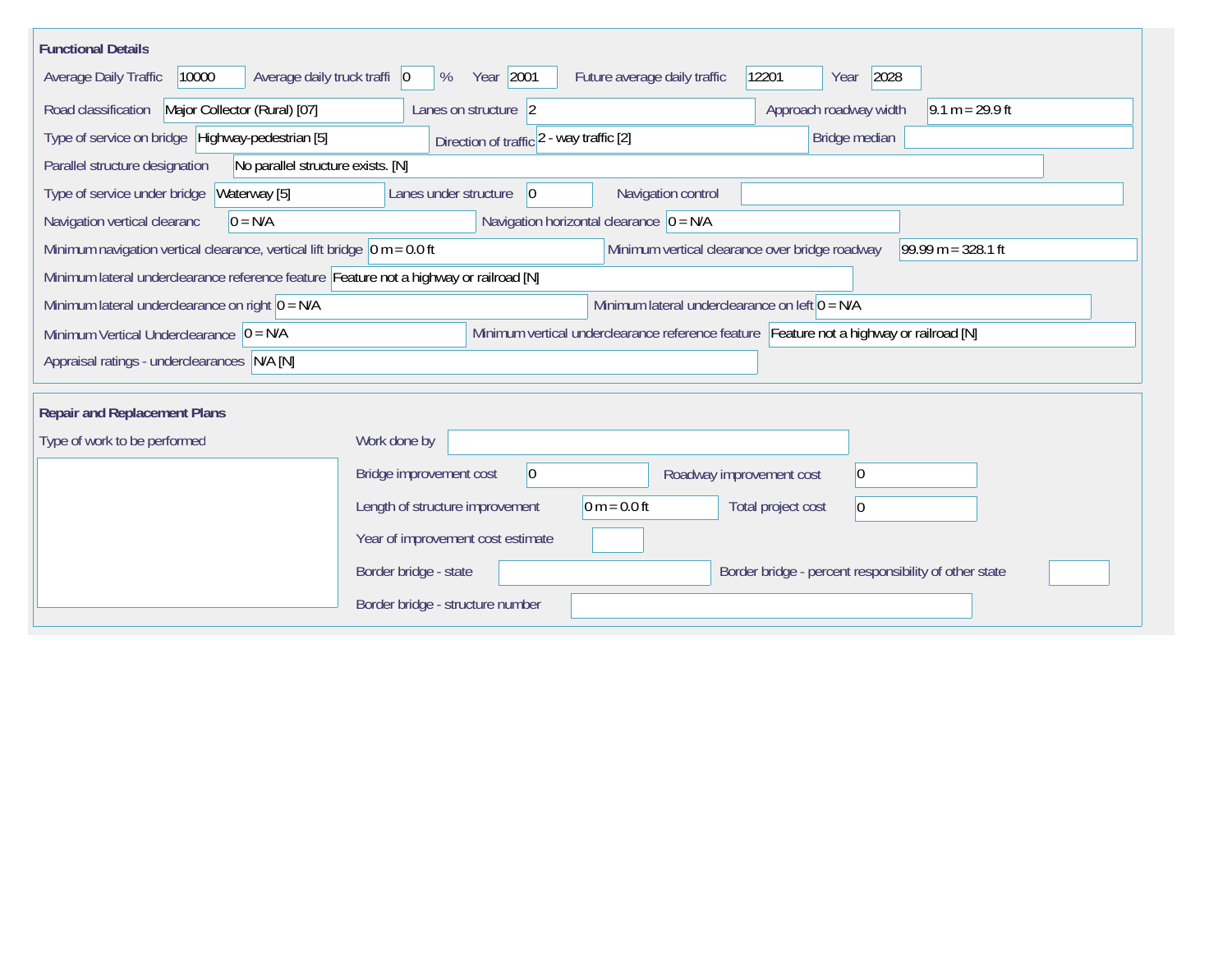## Functional Details

| Field | Value |
| --- | --- |
| Average Daily Traffic | 10000 |
| Average daily truck traffi | 0 % |
| Year | 2001 |
| Future average daily traffic | 12201 |
| Year | 2028 |
| Road classification | Major Collector (Rural) [07] |
| Lanes on structure | 2 |
| Approach roadway width | 9.1 m = 29.9 ft |
| Type of service on bridge | Highway-pedestrian [5] |
| Direction of traffic | 2 - way traffic [2] |
| Bridge median | |
| Parallel structure designation | No parallel structure exists. [N] |
| Type of service under bridge | Waterway [5] |
| Lanes under structure | 0 |
| Navigation control | |
| Navigation vertical clearanc | 0 = N/A |
| Navigation horizontal clearance | 0 = N/A |
| Minimum navigation vertical clearance, vertical lift bridge | 0 m = 0.0 ft |
| Minimum vertical clearance over bridge roadway | 99.99 m = 328.1 ft |
| Minimum lateral underclearance reference feature | Feature not a highway or railroad [N] |
| Minimum lateral underclearance on right | 0 = N/A |
| Minimum lateral underclearance on left | 0 = N/A |
| Minimum Vertical Underclearance | 0 = N/A |
| Minimum vertical underclearance reference feature | Feature not a highway or railroad [N] |
| Appraisal ratings - underclearances | N/A [N] |

## Repair and Replacement Plans

| Field | Value |
| --- | --- |
| Type of work to be performed | |
| Work done by | |
| Bridge improvement cost | 0 |
| Roadway improvement cost | 0 |
| Length of structure improvement | 0 m = 0.0 ft |
| Total project cost | 0 |
| Year of improvement cost estimate | |
| Border bridge - state | |
| Border bridge - percent responsibility of other state | |
| Border bridge - structure number | |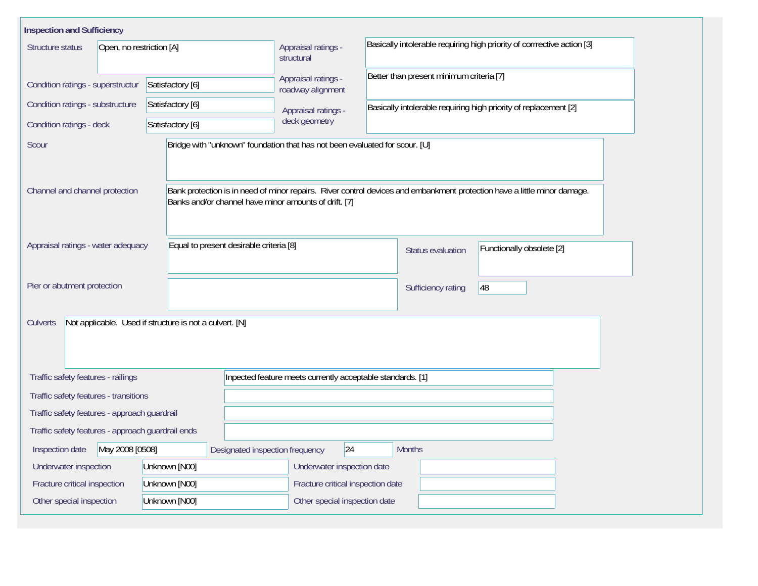## Inspection and Sufficiency

| | |
|---|---|
| Structure status | Open, no restriction [A] |
| Appraisal ratings - structural | Basically intolerable requiring high priority of corrrective action [3] |
| Condition ratings - superstructur | Satisfactory [6] |
| Appraisal ratings - roadway alignment | Better than present minimum criteria [7] |
| Condition ratings - substructure | Satisfactory [6] |
| Appraisal ratings - deck geometry | Basically intolerable requiring high priority of replacement [2] |
| Condition ratings - deck | Satisfactory [6] |
| Scour | Bridge with "unknown" foundation that has not been evaluated for scour. [U] |
| Channel and channel protection | Bank protection is in need of minor repairs. River control devices and embankment protection have a little minor damage. Banks and/or channel have minor amounts of drift. [7] |
| Appraisal ratings - water adequacy | Equal to present desirable criteria [8] |
| Status evaluation | Functionally obsolete [2] |
| Pier or abutment protection | |
| Sufficiency rating | 48 |
| Culverts | Not applicable. Used if structure is not a culvert. [N] |
| Traffic safety features - railings | Inpected feature meets currently acceptable standards. [1] |
| Traffic safety features - transitions | |
| Traffic safety features - approach guardrail | |
| Traffic safety features - approach guardrail ends | |
| Inspection date | May 2008 [0508] |
| Designated inspection frequency | 24 Months |
| Underwater inspection | Unknown [N00] |
| Underwater inspection date | |
| Fracture critical inspection | Unknown [N00] |
| Fracture critical inspection date | |
| Other special inspection | Unknown [N00] |
| Other special inspection date | |